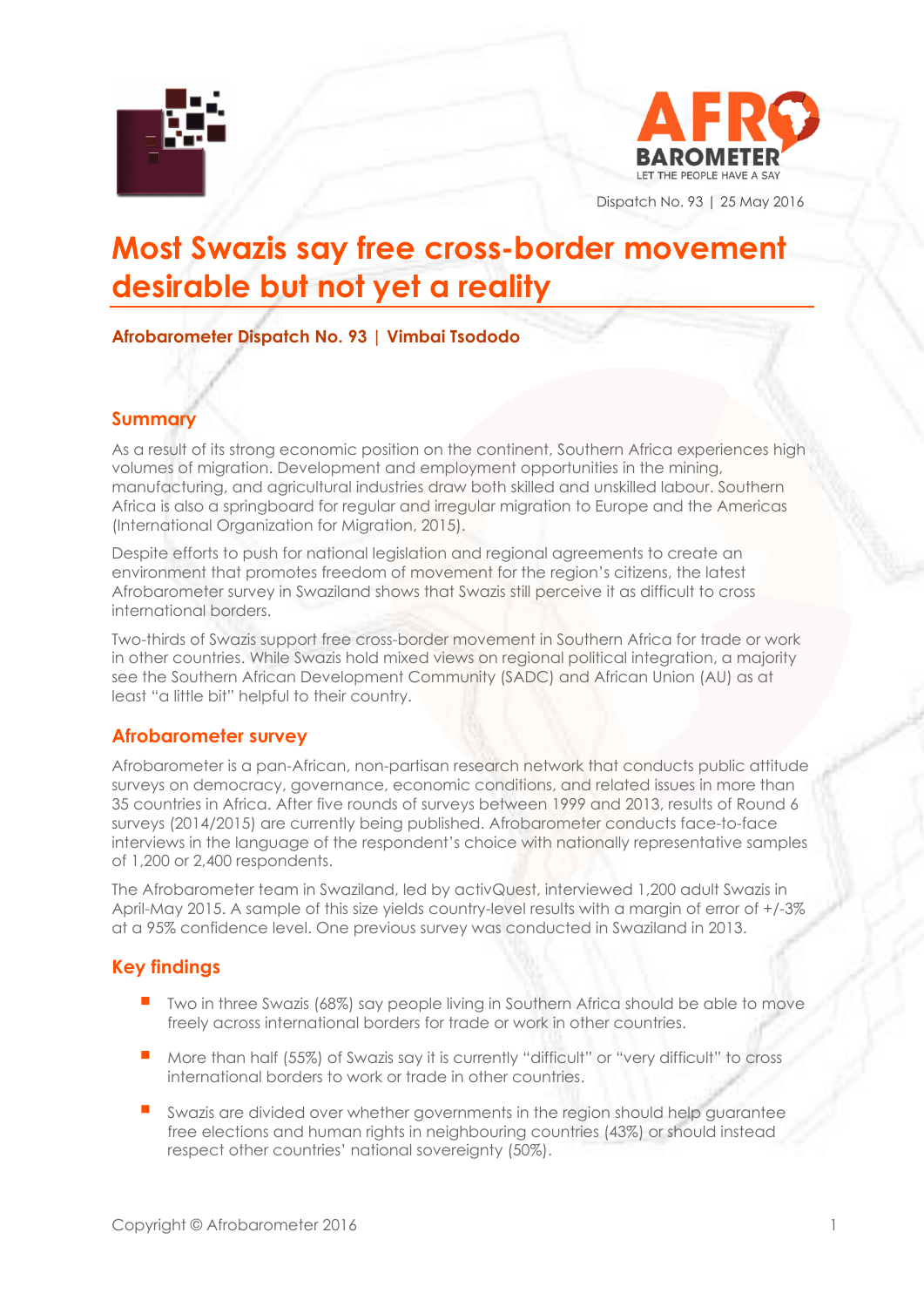Dispatch No. 93 | 25 May 2016

# Most Swazis say free cross-border movement desirable but not yet a reality

**Afrobarometer Dispatch No. 93 | Vimbai Tsododo**

## Summary

As a result of its strong economic position on the continent, Southern Africa experiences high volumes of migration. Development and employment opportunities in the mining, manufacturing, and agricultural industries draw both skilled and unskilled labour. Southern Africa is also a springboard for regular and irregular migration to Europe and the Americas (International Organization for Migration, 2015).

Despite efforts to push for national legislation and regional agreements to create an environment that promotes freedom of movement for the region's citizens, the latest Afrobarometer survey in Swaziland shows that Swazis still perceive it as difficult to cross international borders.

Two-thirds of Swazis support free cross-border movement in Southern Africa for trade or work in other countries. While Swazis hold mixed views on regional political integration, a majority see the Southern African Development Community (SADC) and African Union (AU) as at least "a little bit" helpful to their country.

## Afrobarometer survey

Afrobarometer is a pan-African, non-partisan research network that conducts public attitude surveys on democracy, governance, economic conditions, and related issues in more than 35 countries in Africa. After five rounds of surveys between 1999 and 2013, results of Round 6 surveys (2014/2015) are currently being published. Afrobarometer conducts face-to-face interviews in the language of the respondent's choice with nationally representative samples of 1,200 or 2,400 respondents.

The Afrobarometer team in Swaziland, led by activQuest, interviewed 1,200 adult Swazis in April-May 2015. A sample of this size yields country-level results with a margin of error of +/-3% at a 95% confidence level. One previous survey was conducted in Swaziland in 2013.

## Key findings

- Two in three Swazis (68%) say people living in Southern Africa should be able to move freely across international borders for trade or work in other countries.
- More than half (55%) of Swazis say it is currently "difficult" or "very difficult" to cross international borders to work or trade in other countries.
- Swazis are divided over whether governments in the region should help guarantee free elections and human rights in neighbouring countries (43%) or should instead respect other countries' national sovereignty (50%).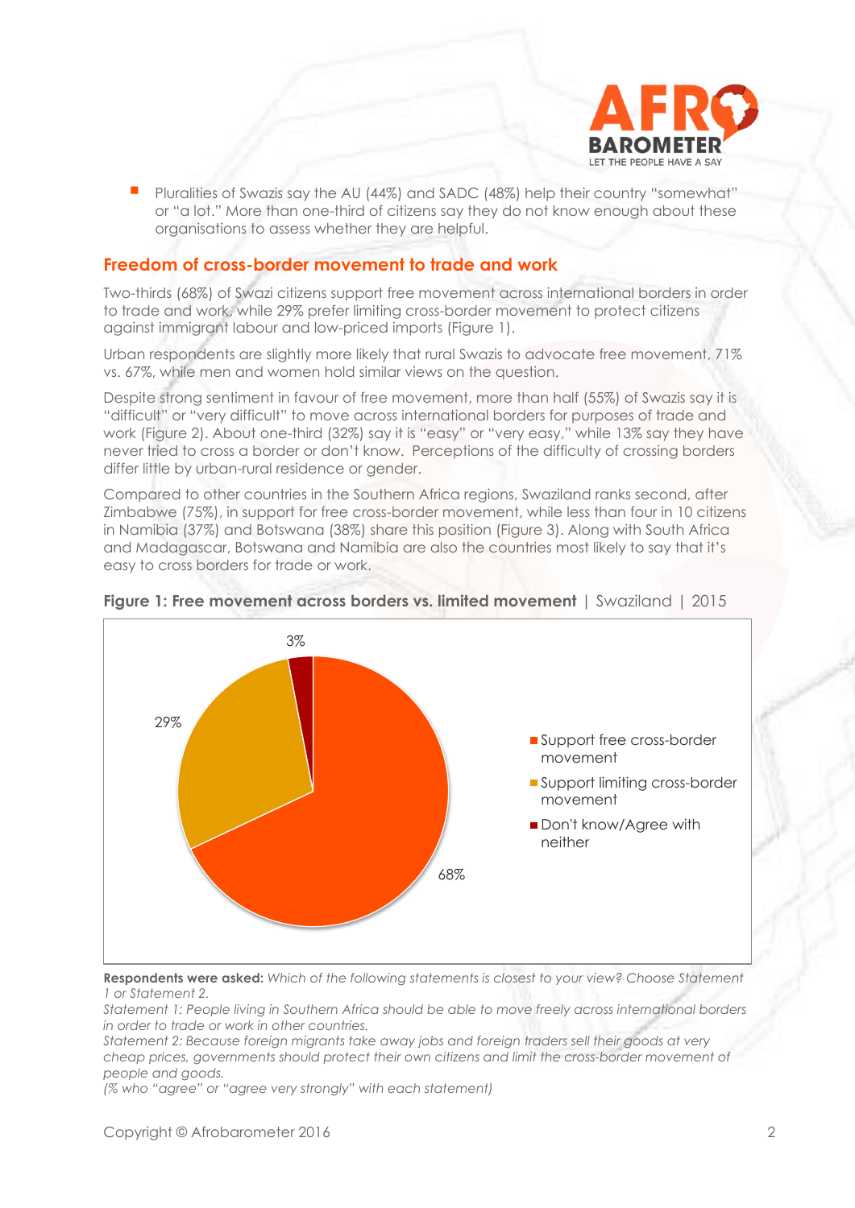- Pluralities of Swazis say the AU (44%) and SADC (48%) help their country "somewhat" or "a lot." More than one-third of citizens say they do not know enough about these organisations to assess whether they are helpful.

## Freedom of cross-border movement to trade and work

Two-thirds (68%) of Swazi citizens support free movement across international borders in order to trade and work, while 29% prefer limiting cross-border movement to protect citizens against immigrant labour and low-priced imports (Figure 1).

Urban respondents are slightly more likely that rural Swazis to advocate free movement, 71% vs. 67%, while men and women hold similar views on the question.

Despite strong sentiment in favour of free movement, more than half (55%) of Swazis say it is "difficult" or "very difficult" to move across international borders for purposes of trade and work (Figure 2). About one-third (32%) say it is "easy" or "very easy," while 13% say they have never tried to cross a border or don't know. Perceptions of the difficulty of crossing borders differ little by urban-rural residence or gender.

Compared to other countries in the Southern Africa regions, Swaziland ranks second, after Zimbabwe (75%), in support for free cross-border movement, while less than four in 10 citizens in Namibia (37%) and Botswana (38%) share this position (Figure 3). Along with South Africa and Madagascar, Botswana and Namibia are also the countries most likely to say that it's easy to cross borders for trade or work.

**Figure 1: Free movement across borders vs. limited movement** | Swaziland | 2015

| Response | % |
|---|---|
| Support free cross-border movement | 68% |
| Support limiting cross-border movement | 29% |
| Don't know/Agree with neither | 3% |

**Respondents were asked:** *Which of the following statements is closest to your view? Choose Statement 1 or Statement 2.*
*Statement 1: People living in Southern Africa should be able to move freely across international borders in order to trade or work in other countries.*
*Statement 2: Because foreign migrants take away jobs and foreign traders sell their goods at very cheap prices, governments should protect their own citizens and limit the cross-border movement of people and goods.*
*(% who "agree" or "agree very strongly" with each statement)*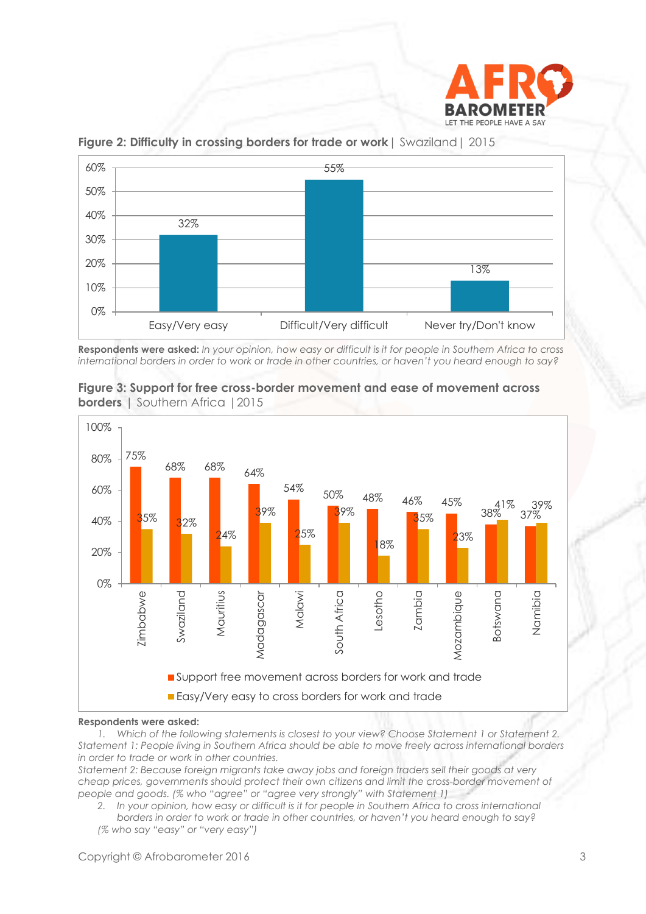**Figure 2: Difficulty in crossing borders for trade or work** | Swaziland | 2015

| | % |
|---|---|
| Easy/Very easy | 32% |
| Difficult/Very difficult | 55% |
| Never try/Don't know | 13% |

**Respondents were asked:** *In your opinion, how easy or difficult is it for people in Southern Africa to cross international borders in order to work or trade in other countries, or haven't you heard enough to say?*

**Figure 3: Support for free cross-border movement and ease of movement across borders** | Southern Africa | 2015

| Country | Support free movement across borders for work and trade | Easy/Very easy to cross borders for work and trade |
|---|---|---|
| Zimbabwe | 75% | 35% |
| Swaziland | 68% | 32% |
| Mauritius | 68% | 24% |
| Madagascar | 64% | 39% |
| Malawi | 54% | 25% |
| South Africa | 50% | 39% |
| Lesotho | 48% | 18% |
| Zambia | 46% | 35% |
| Mozambique | 45% | 23% |
| Botswana | 38% | 41% |
| Namibia | 37% | 39% |

**Respondents were asked:**

1. *Which of the following statements is closest to your view? Choose Statement 1 or Statement 2.*
*Statement 1: People living in Southern Africa should be able to move freely across international borders in order to trade or work in other countries.*
*Statement 2: Because foreign migrants take away jobs and foreign traders sell their goods at very cheap prices, governments should protect their own citizens and limit the cross-border movement of people and goods. (% who "agree" or "agree very strongly" with Statement 1)*
2. *In your opinion, how easy or difficult is it for people in Southern Africa to cross international borders in order to work or trade in other countries, or haven't you heard enough to say?*
*(% who say "easy" or "very easy")*

Copyright © Afrobarometer 2016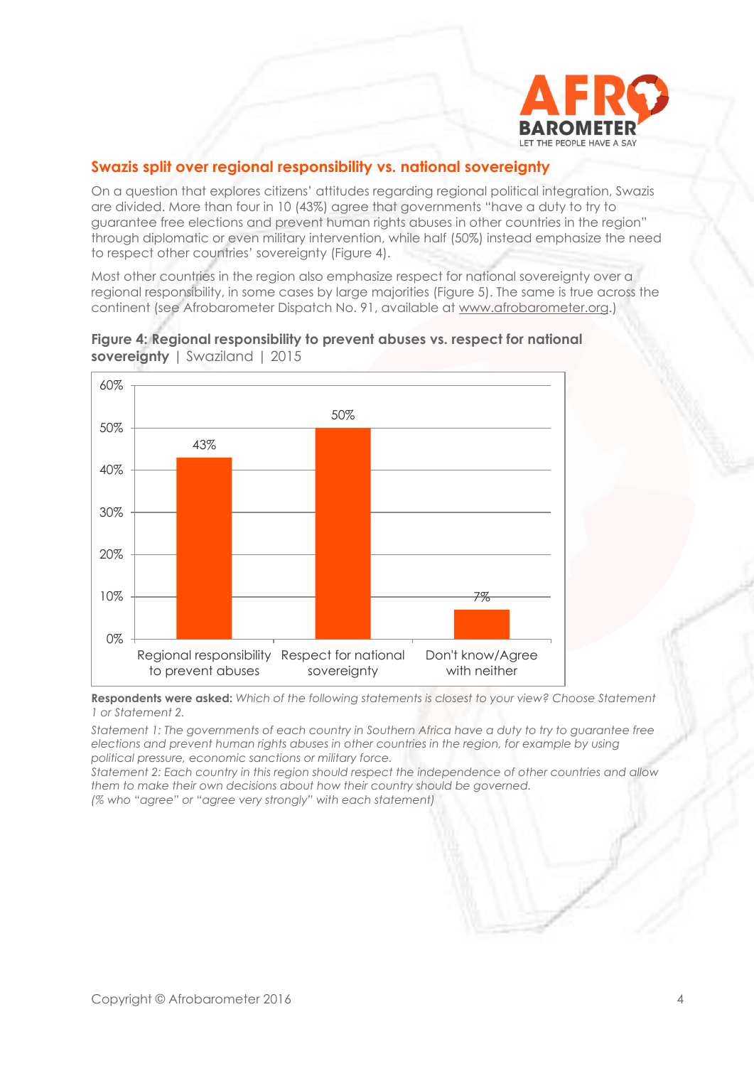## Swazis split over regional responsibility vs. national sovereignty

On a question that explores citizens' attitudes regarding regional political integration, Swazis are divided. More than four in 10 (43%) agree that governments "have a duty to try to guarantee free elections and prevent human rights abuses in other countries in the region" through diplomatic or even military intervention, while half (50%) instead emphasize the need to respect other countries' sovereignty (Figure 4).

Most other countries in the region also emphasize respect for national sovereignty over a regional responsibility, in some cases by large majorities (Figure 5). The same is true across the continent (see Afrobarometer Dispatch No. 91, available at www.afrobarometer.org.)

**Figure 4: Regional responsibility to prevent abuses vs. respect for national sovereignty** | Swaziland | 2015

| Response | % |
| --- | --- |
| Regional responsibility to prevent abuses | 43% |
| Respect for national sovereignty | 50% |
| Don't know/Agree with neither | 7% |

**Respondents were asked:** *Which of the following statements is closest to your view? Choose Statement 1 or Statement 2.*

*Statement 1: The governments of each country in Southern Africa have a duty to try to guarantee free elections and prevent human rights abuses in other countries in the region, for example by using political pressure, economic sanctions or military force.*

*Statement 2: Each country in this region should respect the independence of other countries and allow them to make their own decisions about how their country should be governed.*

*(% who "agree" or "agree very strongly" with each statement)*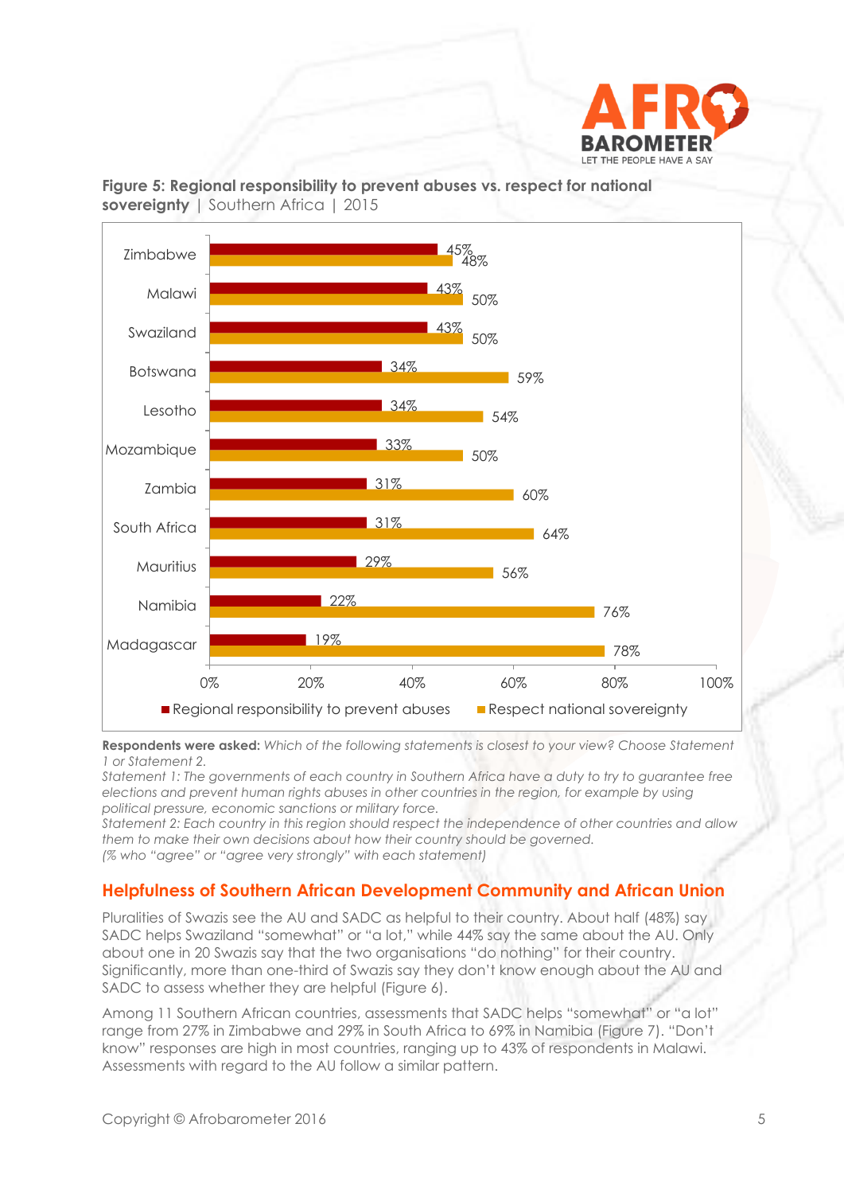**Figure 5: Regional responsibility to prevent abuses vs. respect for national sovereignty** | Southern Africa | 2015

| Country | Regional responsibility to prevent abuses | Respect national sovereignty |
|---|---|---|
| Zimbabwe | 45% | 48% |
| Malawi | 43% | 50% |
| Swaziland | 43% | 50% |
| Botswana | 34% | 59% |
| Lesotho | 34% | 54% |
| Mozambique | 33% | 50% |
| Zambia | 31% | 60% |
| South Africa | 31% | 64% |
| Mauritius | 29% | 56% |
| Namibia | 22% | 76% |
| Madagascar | 19% | 78% |

**Respondents were asked:** *Which of the following statements is closest to your view? Choose Statement 1 or Statement 2.*
*Statement 1: The governments of each country in Southern Africa have a duty to try to guarantee free elections and prevent human rights abuses in other countries in the region, for example by using political pressure, economic sanctions or military force.*
*Statement 2: Each country in this region should respect the independence of other countries and allow them to make their own decisions about how their country should be governed.*
*(% who "agree" or "agree very strongly" with each statement)*

## Helpfulness of Southern African Development Community and African Union

Pluralities of Swazis see the AU and SADC as helpful to their country. About half (48%) say SADC helps Swaziland "somewhat" or "a lot," while 44% say the same about the AU. Only about one in 20 Swazis say that the two organisations "do nothing" for their country. Significantly, more than one-third of Swazis say they don't know enough about the AU and SADC to assess whether they are helpful (Figure 6).

Among 11 Southern African countries, assessments that SADC helps "somewhat" or "a lot" range from 27% in Zimbabwe and 29% in South Africa to 69% in Namibia (Figure 7). "Don't know" responses are high in most countries, ranging up to 43% of respondents in Malawi. Assessments with regard to the AU follow a similar pattern.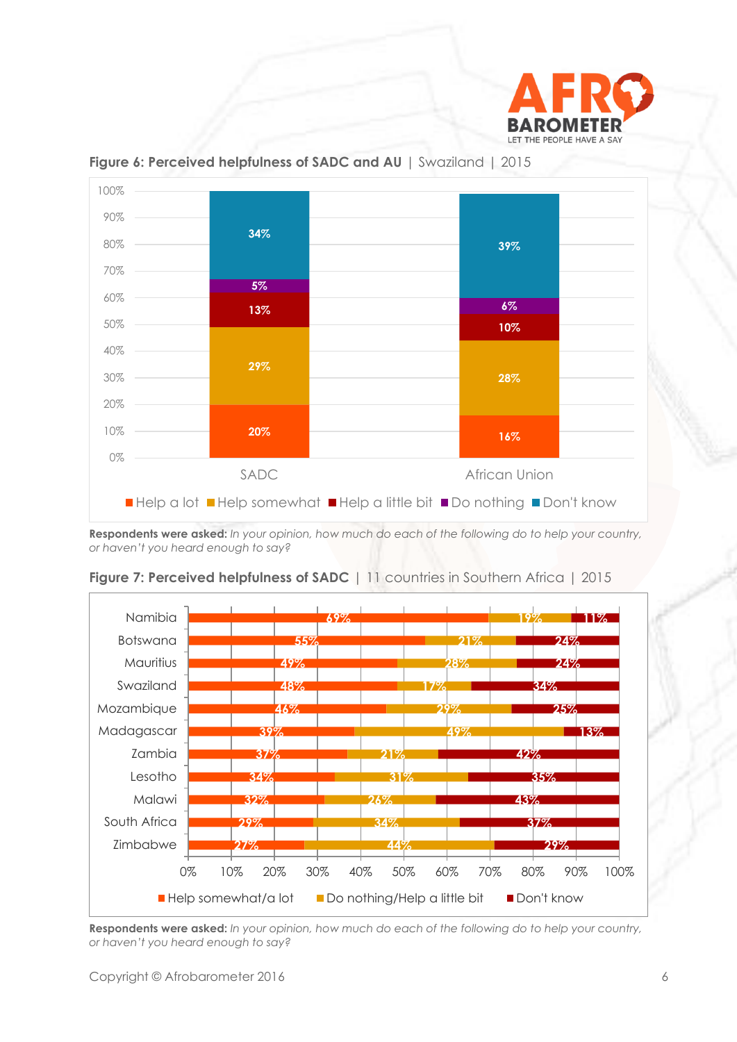**Figure 6: Perceived helpfulness of SADC and AU** | Swaziland | 2015

| | SADC | African Union |
|---|---|---|
| Help a lot | 20% | 16% |
| Help somewhat | 29% | 28% |
| Help a little bit | 13% | 10% |
| Do nothing | 5% | 6% |
| Don't know | 34% | 39% |

**Respondents were asked:** *In your opinion, how much do each of the following do to help your country, or haven't you heard enough to say?*

**Figure 7: Perceived helpfulness of SADC** | 11 countries in Southern Africa | 2015

| | Help somewhat/a lot | Do nothing/Help a little bit | Don't know |
|---|---|---|---|
| Namibia | 69% | 19% | 11% |
| Botswana | 55% | 21% | 24% |
| Mauritius | 49% | 28% | 24% |
| Swaziland | 48% | 17% | 34% |
| Mozambique | 46% | 29% | 25% |
| Madagascar | 39% | 49% | 13% |
| Zambia | 37% | 21% | 42% |
| Lesotho | 34% | 31% | 35% |
| Malawi | 32% | 26% | 43% |
| South Africa | 29% | 34% | 37% |
| Zimbabwe | 27% | 44% | 29% |

**Respondents were asked:** *In your opinion, how much do each of the following do to help your country, or haven't you heard enough to say?*

Copyright © Afrobarometer 2016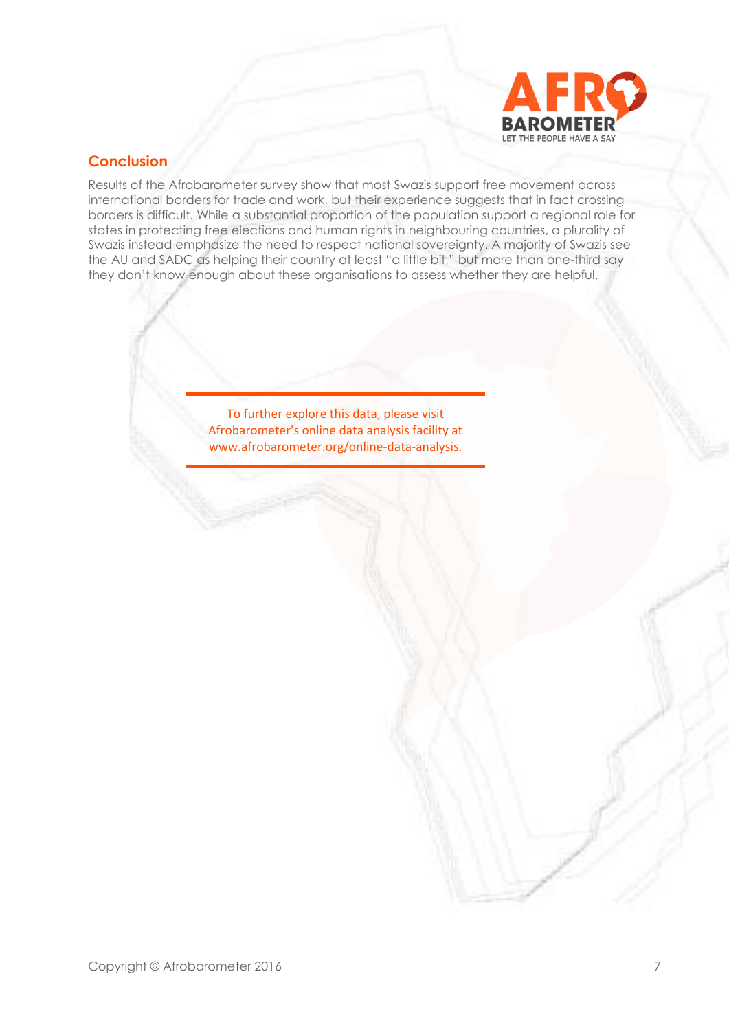## Conclusion

Results of the Afrobarometer survey show that most Swazis support free movement across international borders for trade and work, but their experience suggests that in fact crossing borders is difficult. While a substantial proportion of the population support a regional role for states in protecting free elections and human rights in neighbouring countries, a plurality of Swazis instead emphasize the need to respect national sovereignty. A majority of Swazis see the AU and SADC as helping their country at least "a little bit," but more than one-third say they don't know enough about these organisations to assess whether they are helpful.

---

To further explore this data, please visit Afrobarometer's online data analysis facility at www.afrobarometer.org/online-data-analysis.

---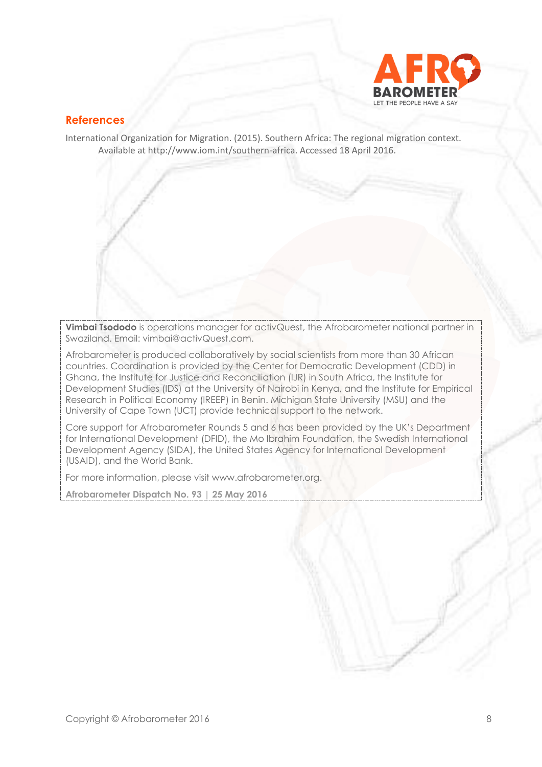## References

International Organization for Migration. (2015). Southern Africa: The regional migration context. Available at http://www.iom.int/southern-africa. Accessed 18 April 2016.

**Vimbai Tsododo** is operations manager for activQuest, the Afrobarometer national partner in Swaziland. Email: vimbai@activQuest.com.

Afrobarometer is produced collaboratively by social scientists from more than 30 African countries. Coordination is provided by the Center for Democratic Development (CDD) in Ghana, the Institute for Justice and Reconciliation (IJR) in South Africa, the Institute for Development Studies (IDS) at the University of Nairobi in Kenya, and the Institute for Empirical Research in Political Economy (IREEP) in Benin. Michigan State University (MSU) and the University of Cape Town (UCT) provide technical support to the network.

Core support for Afrobarometer Rounds 5 and 6 has been provided by the UK's Department for International Development (DFID), the Mo Ibrahim Foundation, the Swedish International Development Agency (SIDA), the United States Agency for International Development (USAID), and the World Bank.

For more information, please visit www.afrobarometer.org.

**Afrobarometer Dispatch No. 93 | 25 May 2016**